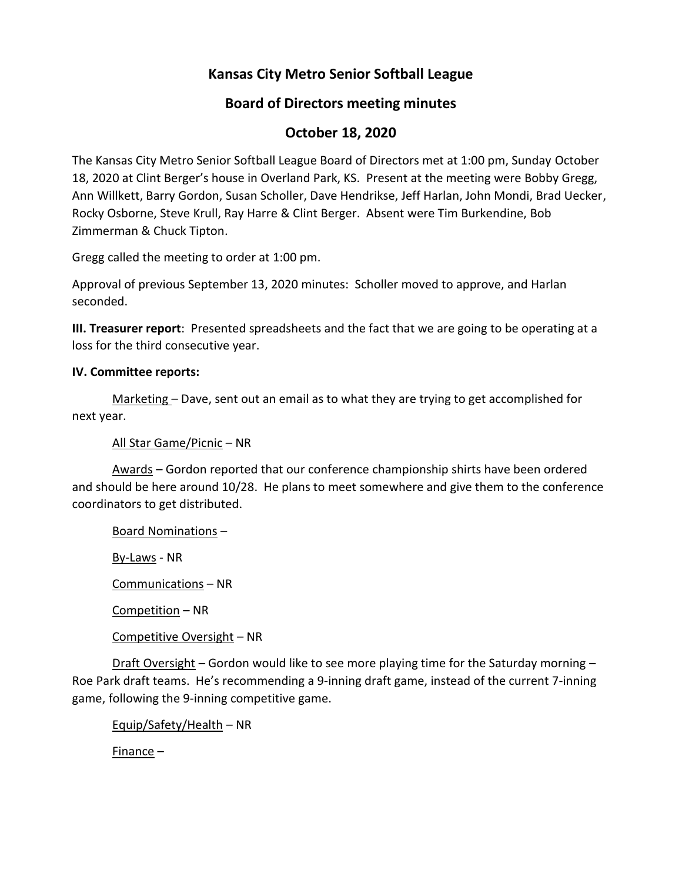# Kansas City Metro Senior Softball League

## Board of Directors meeting minutes

## October 18, 2020

The Kansas City Metro Senior Softball League Board of Directors met at 1:00 pm, Sunday October 18, 2020 at Clint Berger's house in Overland Park, KS. Present at the meeting were Bobby Gregg, Ann Willkett, Barry Gordon, Susan Scholler, Dave Hendrikse, Jeff Harlan, John Mondi, Brad Uecker, Rocky Osborne, Steve Krull, Ray Harre & Clint Berger. Absent were Tim Burkendine, Bob Zimmerman & Chuck Tipton.

Gregg called the meeting to order at 1:00 pm.

Approval of previous September 13, 2020 minutes: Scholler moved to approve, and Harlan seconded.

**III. Treasurer report**: Presented spreadsheets and the fact that we are going to be operating at a loss for the third consecutive year.

**IV. Committee reports:**

Marketing – Dave, sent out an email as to what they are trying to get accomplished for next year.

All Star Game/Picnic – NR

Awards – Gordon reported that our conference championship shirts have been ordered and should be here around 10/28. He plans to meet somewhere and give them to the conference coordinators to get distributed.

Board Nominations –

By-Laws - NR

Communications – NR

Competition – NR

Competitive Oversight – NR

Draft Oversight – Gordon would like to see more playing time for the Saturday morning – Roe Park draft teams. He's recommending a 9-inning draft game, instead of the current 7-inning game, following the 9-inning competitive game.

Equip/Safety/Health – NR

Finance –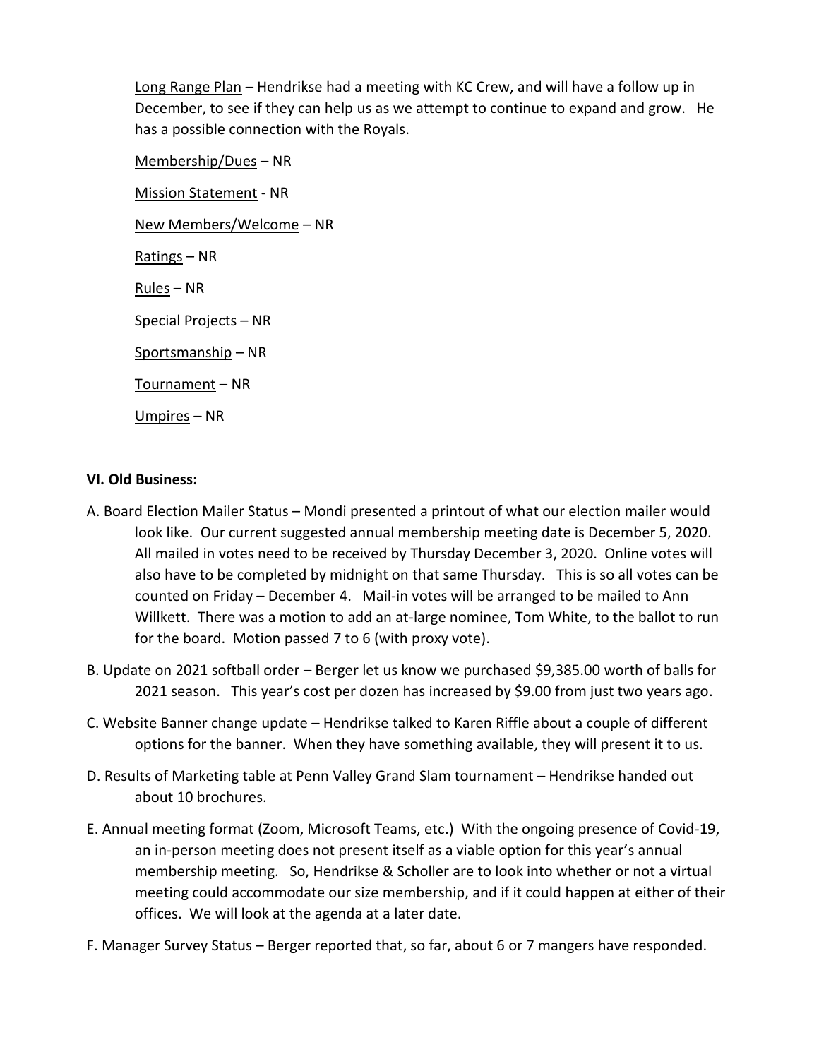Long Range Plan – Hendrikse had a meeting with KC Crew, and will have a follow up in December, to see if they can help us as we attempt to continue to expand and grow. He has a possible connection with the Royals.

Membership/Dues – NR

Mission Statement - NR

New Members/Welcome – NR

Ratings – NR

Rules – NR

Special Projects – NR

Sportsmanship – NR

Tournament – NR

Umpires – NR

**VI. Old Business:**

A. Board Election Mailer Status – Mondi presented a printout of what our election mailer would look like. Our current suggested annual membership meeting date is December 5, 2020. All mailed in votes need to be received by Thursday December 3, 2020. Online votes will also have to be completed by midnight on that same Thursday. This is so all votes can be counted on Friday – December 4. Mail-in votes will be arranged to be mailed to Ann Willkett. There was a motion to add an at-large nominee, Tom White, to the ballot to run for the board. Motion passed 7 to 6 (with proxy vote).

B. Update on 2021 softball order – Berger let us know we purchased $9,385.00 worth of balls for 2021 season. This year's cost per dozen has increased by $9.00 from just two years ago.

C. Website Banner change update – Hendrikse talked to Karen Riffle about a couple of different options for the banner. When they have something available, they will present it to us.

D. Results of Marketing table at Penn Valley Grand Slam tournament – Hendrikse handed out about 10 brochures.

E. Annual meeting format (Zoom, Microsoft Teams, etc.) With the ongoing presence of Covid-19, an in-person meeting does not present itself as a viable option for this year's annual membership meeting. So, Hendrikse & Scholler are to look into whether or not a virtual meeting could accommodate our size membership, and if it could happen at either of their offices. We will look at the agenda at a later date.

F. Manager Survey Status – Berger reported that, so far, about 6 or 7 mangers have responded.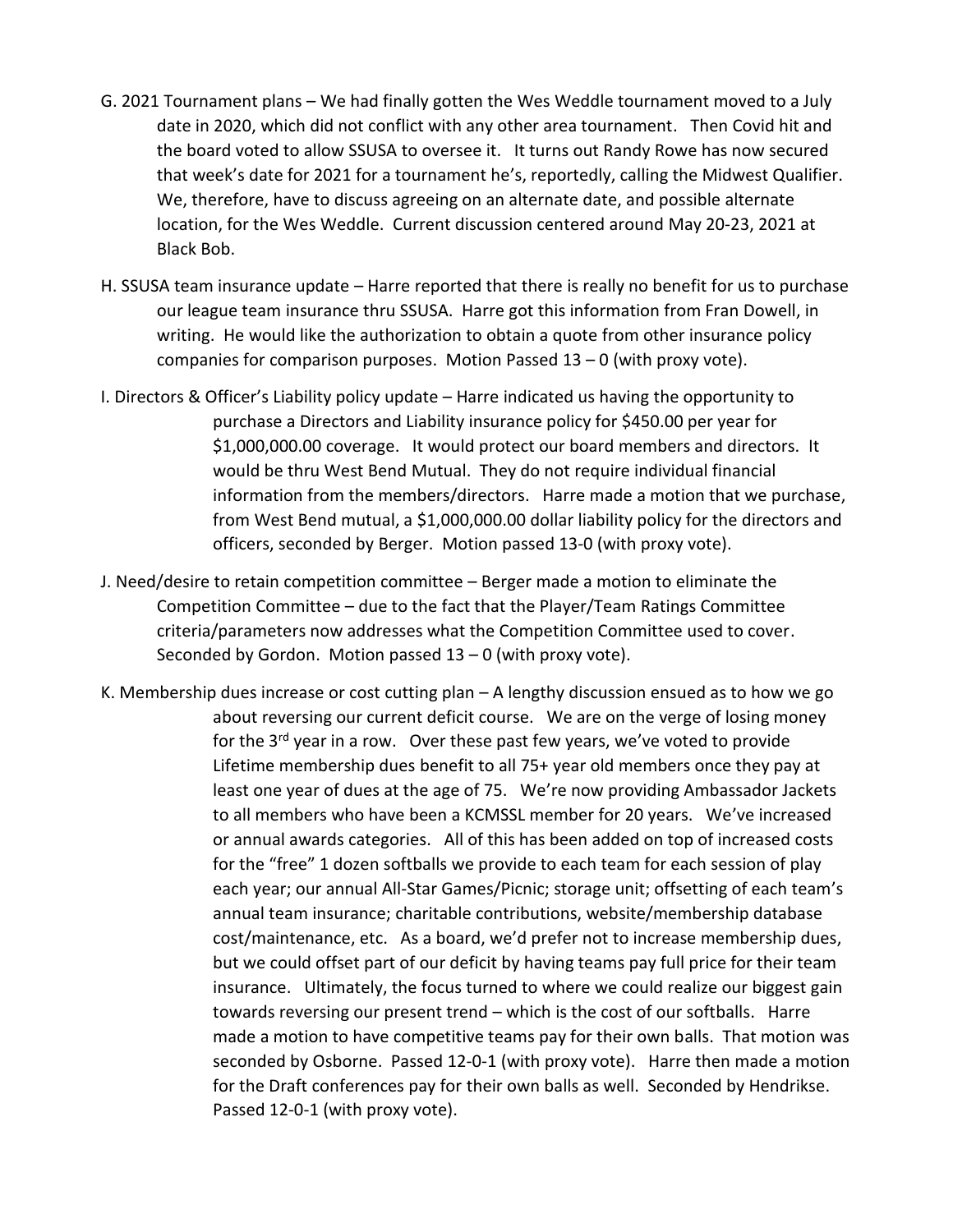G. 2021 Tournament plans – We had finally gotten the Wes Weddle tournament moved to a July date in 2020, which did not conflict with any other area tournament. Then Covid hit and the board voted to allow SSUSA to oversee it. It turns out Randy Rowe has now secured that week's date for 2021 for a tournament he's, reportedly, calling the Midwest Qualifier. We, therefore, have to discuss agreeing on an alternate date, and possible alternate location, for the Wes Weddle. Current discussion centered around May 20-23, 2021 at Black Bob.

H. SSUSA team insurance update – Harre reported that there is really no benefit for us to purchase our league team insurance thru SSUSA. Harre got this information from Fran Dowell, in writing. He would like the authorization to obtain a quote from other insurance policy companies for comparison purposes. Motion Passed 13 – 0 (with proxy vote).

I. Directors & Officer's Liability policy update – Harre indicated us having the opportunity to purchase a Directors and Liability insurance policy for $450.00 per year for $1,000,000.00 coverage. It would protect our board members and directors. It would be thru West Bend Mutual. They do not require individual financial information from the members/directors. Harre made a motion that we purchase, from West Bend mutual, a $1,000,000.00 dollar liability policy for the directors and officers, seconded by Berger. Motion passed 13-0 (with proxy vote).

J. Need/desire to retain competition committee – Berger made a motion to eliminate the Competition Committee – due to the fact that the Player/Team Ratings Committee criteria/parameters now addresses what the Competition Committee used to cover. Seconded by Gordon. Motion passed 13 – 0 (with proxy vote).

K. Membership dues increase or cost cutting plan – A lengthy discussion ensued as to how we go about reversing our current deficit course. We are on the verge of losing money for the 3rd year in a row. Over these past few years, we've voted to provide Lifetime membership dues benefit to all 75+ year old members once they pay at least one year of dues at the age of 75. We're now providing Ambassador Jackets to all members who have been a KCMSSL member for 20 years. We've increased or annual awards categories. All of this has been added on top of increased costs for the "free" 1 dozen softballs we provide to each team for each session of play each year; our annual All-Star Games/Picnic; storage unit; offsetting of each team's annual team insurance; charitable contributions, website/membership database cost/maintenance, etc. As a board, we'd prefer not to increase membership dues, but we could offset part of our deficit by having teams pay full price for their team insurance. Ultimately, the focus turned to where we could realize our biggest gain towards reversing our present trend – which is the cost of our softballs. Harre made a motion to have competitive teams pay for their own balls. That motion was seconded by Osborne. Passed 12-0-1 (with proxy vote). Harre then made a motion for the Draft conferences pay for their own balls as well. Seconded by Hendrikse. Passed 12-0-1 (with proxy vote).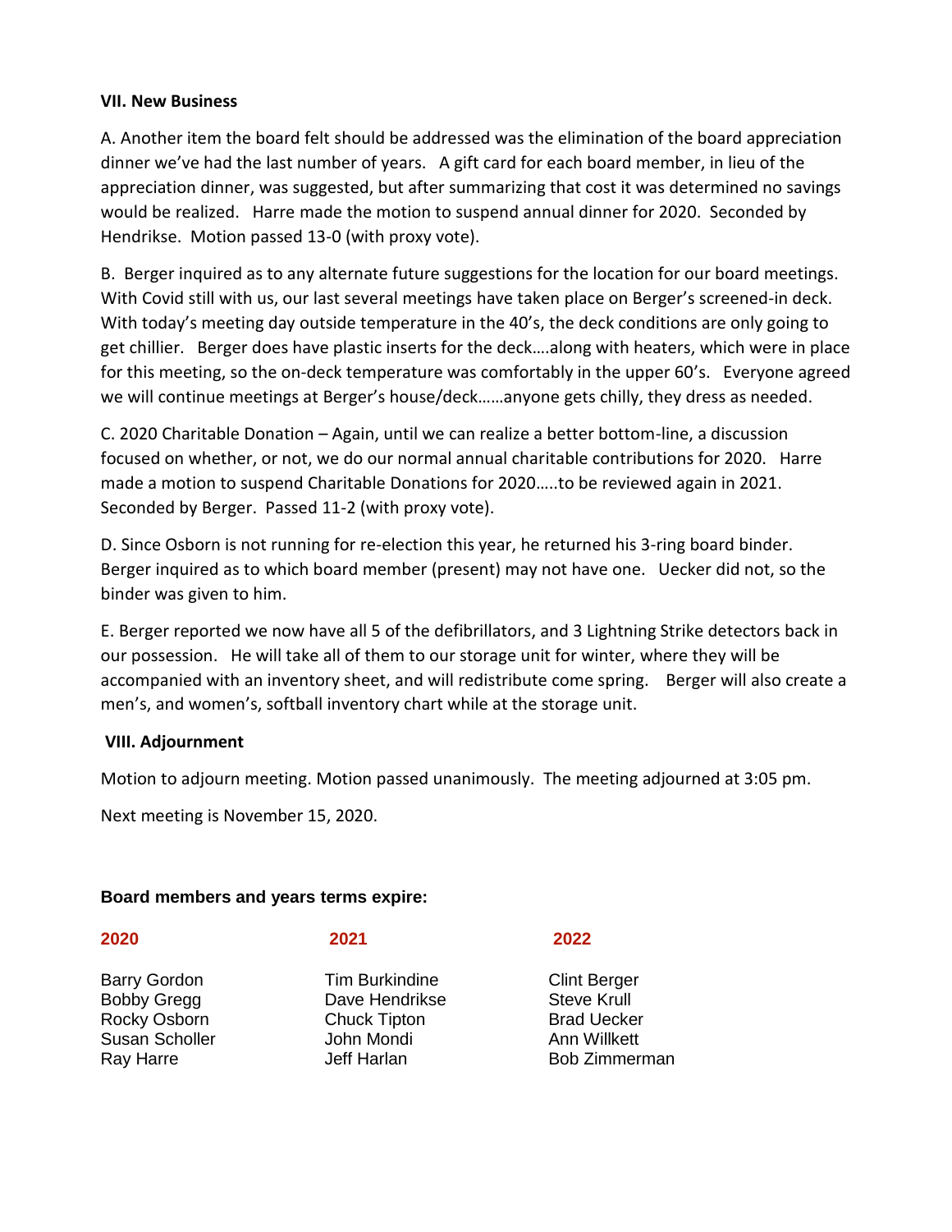**VII. New Business**

A. Another item the board felt should be addressed was the elimination of the board appreciation dinner we've had the last number of years. A gift card for each board member, in lieu of the appreciation dinner, was suggested, but after summarizing that cost it was determined no savings would be realized. Harre made the motion to suspend annual dinner for 2020. Seconded by Hendrikse. Motion passed 13-0 (with proxy vote).

B. Berger inquired as to any alternate future suggestions for the location for our board meetings. With Covid still with us, our last several meetings have taken place on Berger's screened-in deck. With today's meeting day outside temperature in the 40's, the deck conditions are only going to get chillier. Berger does have plastic inserts for the deck….along with heaters, which were in place for this meeting, so the on-deck temperature was comfortably in the upper 60's. Everyone agreed we will continue meetings at Berger's house/deck……anyone gets chilly, they dress as needed.

C. 2020 Charitable Donation – Again, until we can realize a better bottom-line, a discussion focused on whether, or not, we do our normal annual charitable contributions for 2020. Harre made a motion to suspend Charitable Donations for 2020…..to be reviewed again in 2021. Seconded by Berger. Passed 11-2 (with proxy vote).

D. Since Osborn is not running for re-election this year, he returned his 3-ring board binder. Berger inquired as to which board member (present) may not have one. Uecker did not, so the binder was given to him.

E. Berger reported we now have all 5 of the defibrillators, and 3 Lightning Strike detectors back in our possession. He will take all of them to our storage unit for winter, where they will be accompanied with an inventory sheet, and will redistribute come spring. Berger will also create a men's, and women's, softball inventory chart while at the storage unit.

**VIII. Adjournment**

Motion to adjourn meeting. Motion passed unanimously. The meeting adjourned at 3:05 pm.

Next meeting is November 15, 2020.

**Board members and years terms expire:**

| 2020 | 2021 | 2022 |
|---|---|---|
| Barry Gordon | Tim Burkindine | Clint Berger |
| Bobby Gregg | Dave Hendrikse | Steve Krull |
| Rocky Osborn | Chuck Tipton | Brad Uecker |
| Susan Scholler | John Mondi | Ann Willkett |
| Ray Harre | Jeff Harlan | Bob Zimmerman |